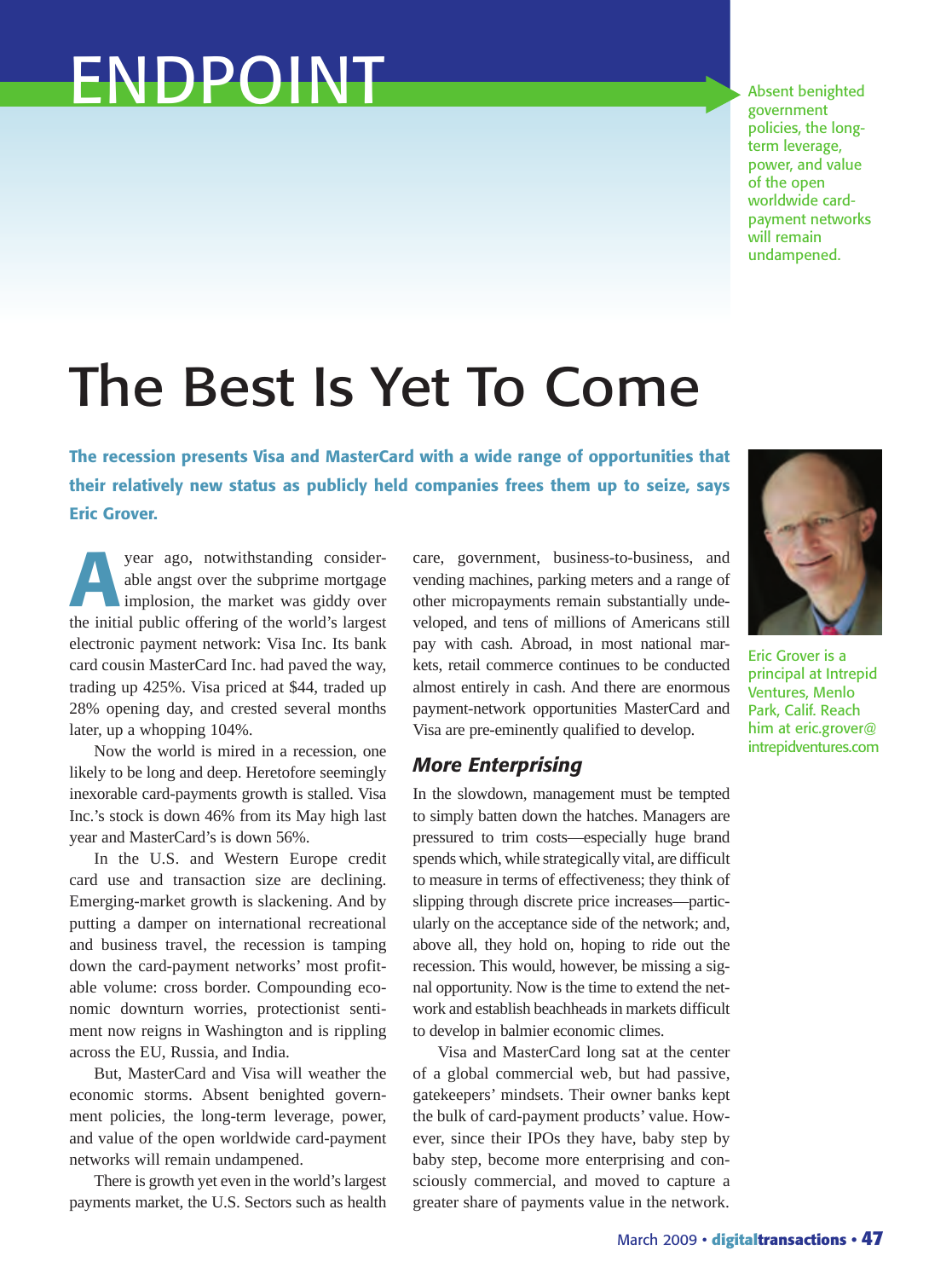# ENDPOINT

Absent benighted government policies, the long-term leverage, power, and value of the open worldwide card-payment networks will remain undampened.

# The Best Is Yet To Come

**The recession presents Visa and MasterCard with a wide range of opportunities that their relatively new status as publicly held companies frees them up to seize, says Eric Grover.**

Eric Grover is a principal at Intrepid Ventures, Menlo Park, Calif. Reach him at eric.grover@intrepidventures.com

A year ago, notwithstanding considerable angst over the subprime mortgage implosion, the market was giddy over the initial public offering of the world's largest electronic payment network: Visa Inc. Its bank card cousin MasterCard Inc. had paved the way, trading up 425%. Visa priced at $44, traded up 28% opening day, and crested several months later, up a whopping 104%.

Now the world is mired in a recession, one likely to be long and deep. Heretofore seemingly inexorable card-payments growth is stalled. Visa Inc.'s stock is down 46% from its May high last year and MasterCard's is down 56%.

In the U.S. and Western Europe credit card use and transaction size are declining. Emerging-market growth is slackening. And by putting a damper on international recreational and business travel, the recession is tamping down the card-payment networks' most profitable volume: cross border. Compounding economic downturn worries, protectionist sentiment now reigns in Washington and is rippling across the EU, Russia, and India.

But, MasterCard and Visa will weather the economic storms. Absent benighted government policies, the long-term leverage, power, and value of the open worldwide card-payment networks will remain undampened.

There is growth yet even in the world's largest payments market, the U.S. Sectors such as health care, government, business-to-business, and vending machines, parking meters and a range of other micropayments remain substantially undeveloped, and tens of millions of Americans still pay with cash. Abroad, in most national markets, retail commerce continues to be conducted almost entirely in cash. And there are enormous payment-network opportunities MasterCard and Visa are pre-eminently qualified to develop.

## *More Enterprising*

In the slowdown, management must be tempted to simply batten down the hatches. Managers are pressured to trim costs—especially huge brand spends which, while strategically vital, are difficult to measure in terms of effectiveness; they think of slipping through discrete price increases—particularly on the acceptance side of the network; and, above all, they hold on, hoping to ride out the recession. This would, however, be missing a signal opportunity. Now is the time to extend the network and establish beachheads in markets difficult to develop in balmier economic climes.

Visa and MasterCard long sat at the center of a global commercial web, but had passive, gatekeepers' mindsets. Their owner banks kept the bulk of card-payment products' value. However, since their IPOs they have, baby step by baby step, become more enterprising and consciously commercial, and moved to capture a greater share of payments value in the network.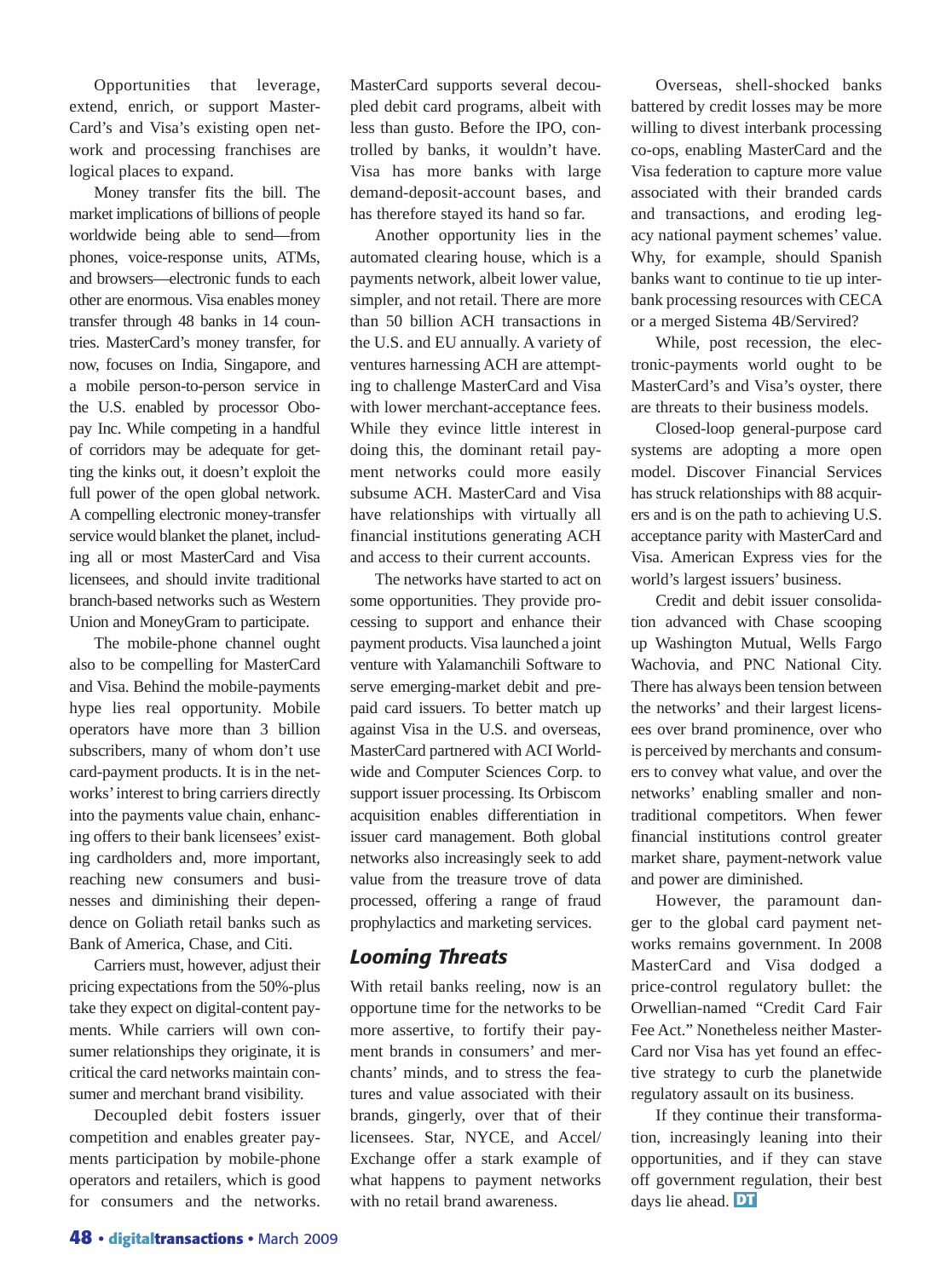Opportunities that leverage, extend, enrich, or support MasterCard's and Visa's existing open network and processing franchises are logical places to expand.

Money transfer fits the bill. The market implications of billions of people worldwide being able to send—from phones, voice-response units, ATMs, and browsers—electronic funds to each other are enormous. Visa enables money transfer through 48 banks in 14 countries. MasterCard's money transfer, for now, focuses on India, Singapore, and a mobile person-to-person service in the U.S. enabled by processor Obopay Inc. While competing in a handful of corridors may be adequate for getting the kinks out, it doesn't exploit the full power of the open global network. A compelling electronic money-transfer service would blanket the planet, including all or most MasterCard and Visa licensees, and should invite traditional branch-based networks such as Western Union and MoneyGram to participate.

The mobile-phone channel ought also to be compelling for MasterCard and Visa. Behind the mobile-payments hype lies real opportunity. Mobile operators have more than 3 billion subscribers, many of whom don't use card-payment products. It is in the networks' interest to bring carriers directly into the payments value chain, enhancing offers to their bank licensees' existing cardholders and, more important, reaching new consumers and businesses and diminishing their dependence on Goliath retail banks such as Bank of America, Chase, and Citi.

Carriers must, however, adjust their pricing expectations from the 50%-plus take they expect on digital-content payments. While carriers will own consumer relationships they originate, it is critical the card networks maintain consumer and merchant brand visibility.

Decoupled debit fosters issuer competition and enables greater payments participation by mobile-phone operators and retailers, which is good for consumers and the networks. MasterCard supports several decoupled debit card programs, albeit with less than gusto. Before the IPO, controlled by banks, it wouldn't have. Visa has more banks with large demand-deposit-account bases, and has therefore stayed its hand so far.

Another opportunity lies in the automated clearing house, which is a payments network, albeit lower value, simpler, and not retail. There are more than 50 billion ACH transactions in the U.S. and EU annually. A variety of ventures harnessing ACH are attempting to challenge MasterCard and Visa with lower merchant-acceptance fees. While they evince little interest in doing this, the dominant retail payment networks could more easily subsume ACH. MasterCard and Visa have relationships with virtually all financial institutions generating ACH and access to their current accounts.

The networks have started to act on some opportunities. They provide processing to support and enhance their payment products. Visa launched a joint venture with Yalamanchili Software to serve emerging-market debit and prepaid card issuers. To better match up against Visa in the U.S. and overseas, MasterCard partnered with ACI Worldwide and Computer Sciences Corp. to support issuer processing. Its Orbiscom acquisition enables differentiation in issuer card management. Both global networks also increasingly seek to add value from the treasure trove of data processed, offering a range of fraud prophylactics and marketing services.

## Looming Threats

With retail banks reeling, now is an opportune time for the networks to be more assertive, to fortify their payment brands in consumers' and merchants' minds, and to stress the features and value associated with their brands, gingerly, over that of their licensees. Star, NYCE, and Accel/Exchange offer a stark example of what happens to payment networks with no retail brand awareness.

Overseas, shell-shocked banks battered by credit losses may be more willing to divest interbank processing co-ops, enabling MasterCard and the Visa federation to capture more value associated with their branded cards and transactions, and eroding legacy national payment schemes' value. Why, for example, should Spanish banks want to continue to tie up interbank processing resources with CECA or a merged Sistema 4B/Servired?

While, post recession, the electronic-payments world ought to be MasterCard's and Visa's oyster, there are threats to their business models.

Closed-loop general-purpose card systems are adopting a more open model. Discover Financial Services has struck relationships with 88 acquirers and is on the path to achieving U.S. acceptance parity with MasterCard and Visa. American Express vies for the world's largest issuers' business.

Credit and debit issuer consolidation advanced with Chase scooping up Washington Mutual, Wells Fargo Wachovia, and PNC National City. There has always been tension between the networks' and their largest licensees over brand prominence, over who is perceived by merchants and consumers to convey what value, and over the networks' enabling smaller and nontraditional competitors. When fewer financial institutions control greater market share, payment-network value and power are diminished.

However, the paramount danger to the global card payment networks remains government. In 2008 MasterCard and Visa dodged a price-control regulatory bullet: the Orwellian-named "Credit Card Fair Fee Act." Nonetheless neither MasterCard nor Visa has yet found an effective strategy to curb the planetwide regulatory assault on its business.

If they continue their transformation, increasingly leaning into their opportunities, and if they can stave off government regulation, their best days lie ahead. **DT**